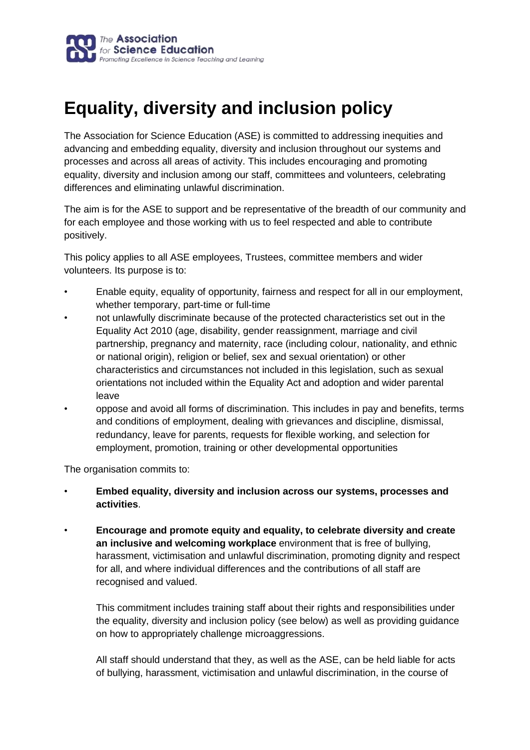# Equality, diversity and inclusion policy

The Association for Science Education (ASE) is committed to addressing inequities and advancing and embedding equality, diversity and inclusion throughout our systems and processes and across all areas of activity. This includes encouraging and promoting equality, diversity and inclusion among our staff, committees and volunteers, celebrating differences and eliminating unlawful discrimination.

The aim is for the ASE to support and be representative of the breadth of our community and for each employee and those working with us to feel respected and able to contribute positively.

This policy applies to all ASE employees, Trustees, committee members and wider volunteers. Its purpose is to:

- Enable equity, equality of opportunity, fairness and respect for all in our employment, whether temporary, part-time or full-time
- not unlawfully discriminate because of the protected characteristics set out in the Equality Act 2010 (age, disability, gender reassignment, marriage and civil partnership, pregnancy and maternity, race (including colour, nationality, and ethnic or national origin), religion or belief, sex and sexual orientation) or other characteristics and circumstances not included in this legislation, such as sexual orientations not included within the Equality Act and adoption and wider parental leave
- oppose and avoid all forms of discrimination. This includes in pay and benefits, terms and conditions of employment, dealing with grievances and discipline, dismissal, redundancy, leave for parents, requests for flexible working, and selection for employment, promotion, training or other developmental opportunities

The organisation commits to:

- **Embed equality, diversity and inclusion across our systems, processes and activities**.
- **Encourage and promote equity and equality, to celebrate diversity and create an inclusive and welcoming workplace** environment that is free of bullying, harassment, victimisation and unlawful discrimination, promoting dignity and respect for all, and where individual differences and the contributions of all staff are recognised and valued.

  This commitment includes training staff about their rights and responsibilities under the equality, diversity and inclusion policy (see below) as well as providing guidance on how to appropriately challenge microaggressions.

  All staff should understand that they, as well as the ASE, can be held liable for acts of bullying, harassment, victimisation and unlawful discrimination, in the course of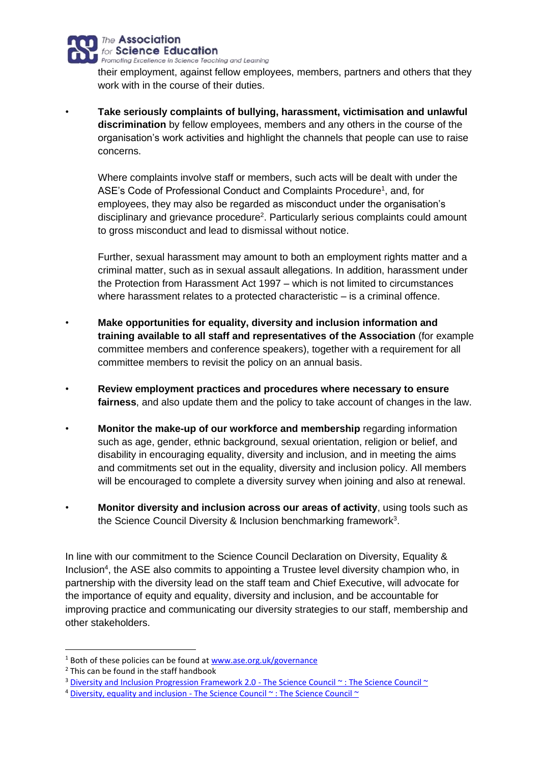their employment, against fellow employees, members, partners and others that they work with in the course of their duties.

- **Take seriously complaints of bullying, harassment, victimisation and unlawful discrimination** by fellow employees, members and any others in the course of the organisation's work activities and highlight the channels that people can use to raise concerns.

  Where complaints involve staff or members, such acts will be dealt with under the ASE's Code of Professional Conduct and Complaints Procedure[1], and, for employees, they may also be regarded as misconduct under the organisation's disciplinary and grievance procedure[2]. Particularly serious complaints could amount to gross misconduct and lead to dismissal without notice.

  Further, sexual harassment may amount to both an employment rights matter and a criminal matter, such as in sexual assault allegations. In addition, harassment under the Protection from Harassment Act 1997 – which is not limited to circumstances where harassment relates to a protected characteristic – is a criminal offence.

- **Make opportunities for equality, diversity and inclusion information and training available to all staff and representatives of the Association** (for example committee members and conference speakers), together with a requirement for all committee members to revisit the policy on an annual basis.

- **Review employment practices and procedures where necessary to ensure fairness**, and also update them and the policy to take account of changes in the law.

- **Monitor the make-up of our workforce and membership** regarding information such as age, gender, ethnic background, sexual orientation, religion or belief, and disability in encouraging equality, diversity and inclusion, and in meeting the aims and commitments set out in the equality, diversity and inclusion policy. All members will be encouraged to complete a diversity survey when joining and also at renewal.

- **Monitor diversity and inclusion across our areas of activity**, using tools such as the Science Council Diversity & Inclusion benchmarking framework[3].

In line with our commitment to the Science Council Declaration on Diversity, Equality & Inclusion[4], the ASE also commits to appointing a Trustee level diversity champion who, in partnership with the diversity lead on the staff team and Chief Executive, will advocate for the importance of equity and equality, diversity and inclusion, and be accountable for improving practice and communicating our diversity strategies to our staff, membership and other stakeholders.

---

[1] Both of these policies can be found at www.ase.org.uk/governance

[2] This can be found in the staff handbook

[3] Diversity and Inclusion Progression Framework 2.0 - The Science Council ~ : The Science Council ~

[4] Diversity, equality and inclusion - The Science Council ~ : The Science Council ~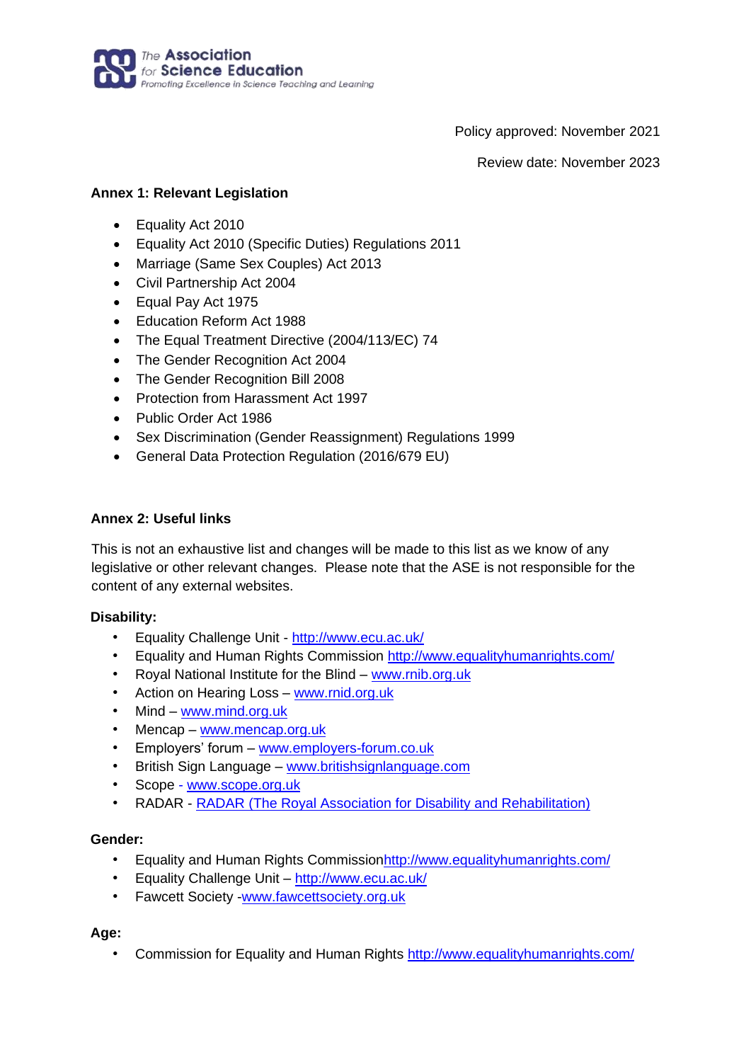Policy approved: November 2021

Review date: November 2023

### Annex 1: Relevant Legislation

- Equality Act 2010
- Equality Act 2010 (Specific Duties) Regulations 2011
- Marriage (Same Sex Couples) Act 2013
- Civil Partnership Act 2004
- Equal Pay Act 1975
- Education Reform Act 1988
- The Equal Treatment Directive (2004/113/EC) 74
- The Gender Recognition Act 2004
- The Gender Recognition Bill 2008
- Protection from Harassment Act 1997
- Public Order Act 1986
- Sex Discrimination (Gender Reassignment) Regulations 1999
- General Data Protection Regulation (2016/679 EU)

### Annex 2: Useful links

This is not an exhaustive list and changes will be made to this list as we know of any legislative or other relevant changes. Please note that the ASE is not responsible for the content of any external websites.

**Disability:**

- Equality Challenge Unit - http://www.ecu.ac.uk/
- Equality and Human Rights Commission http://www.equalityhumanrights.com/
- Royal National Institute for the Blind – www.rnib.org.uk
- Action on Hearing Loss – www.rnid.org.uk
- Mind – www.mind.org.uk
- Mencap – www.mencap.org.uk
- Employers' forum – www.employers-forum.co.uk
- British Sign Language – www.britishsignlanguage.com
- Scope - www.scope.org.uk
- RADAR - RADAR (The Royal Association for Disability and Rehabilitation)

**Gender:**

- Equality and Human Rights Commissionhttp://www.equalityhumanrights.com/
- Equality Challenge Unit – http://www.ecu.ac.uk/
- Fawcett Society -www.fawcettsociety.org.uk

**Age:**

- Commission for Equality and Human Rights http://www.equalityhumanrights.com/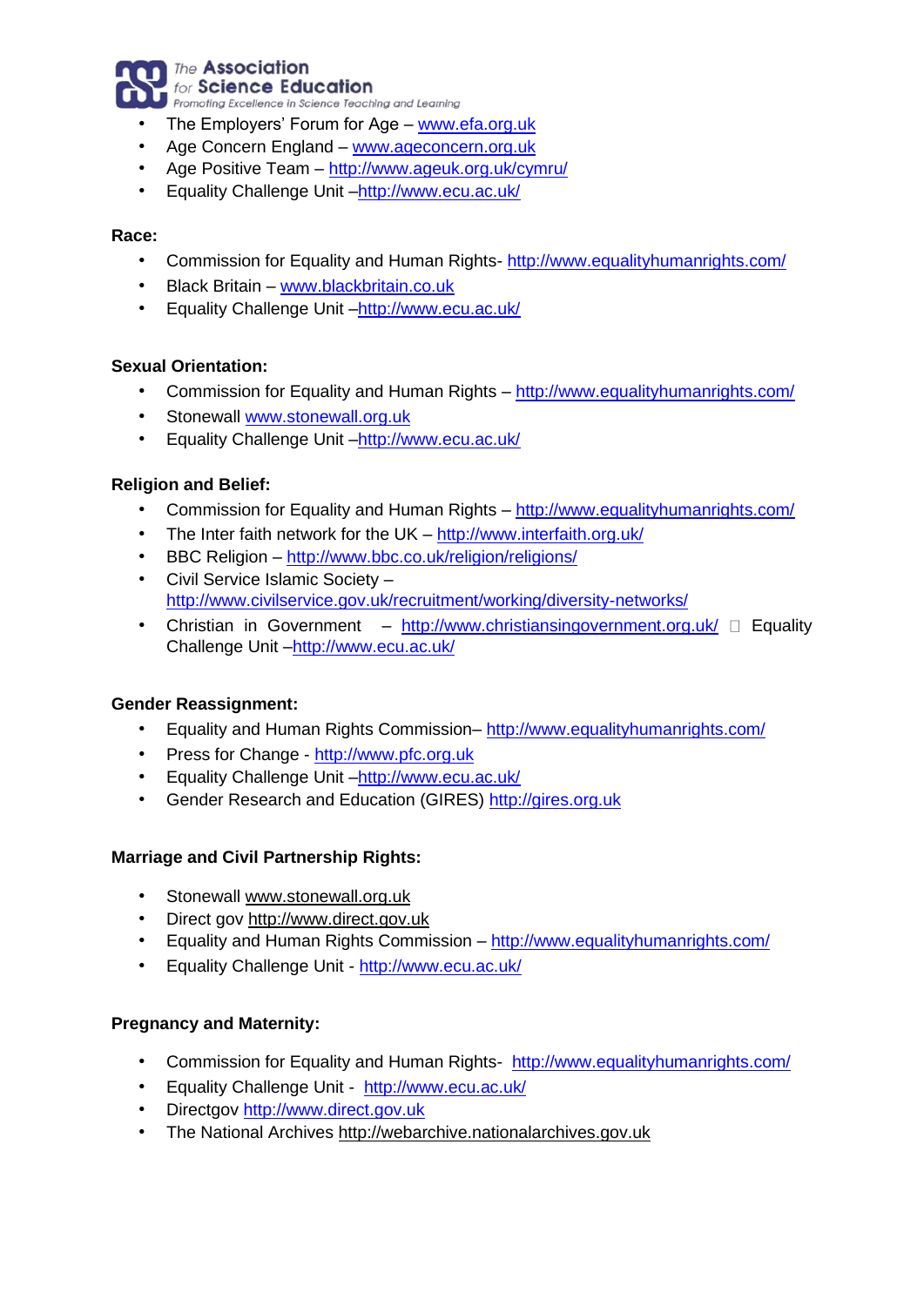- The Employers' Forum for Age – www.efa.org.uk
- Age Concern England – www.ageconcern.org.uk
- Age Positive Team – http://www.ageuk.org.uk/cymru/
- Equality Challenge Unit –http://www.ecu.ac.uk/

**Race:**

- Commission for Equality and Human Rights- http://www.equalityhumanrights.com/
- Black Britain – www.blackbritain.co.uk
- Equality Challenge Unit –http://www.ecu.ac.uk/

**Sexual Orientation:**

- Commission for Equality and Human Rights – http://www.equalityhumanrights.com/
- Stonewall www.stonewall.org.uk
- Equality Challenge Unit –http://www.ecu.ac.uk/

**Religion and Belief:**

- Commission for Equality and Human Rights – http://www.equalityhumanrights.com/
- The Inter faith network for the UK – http://www.interfaith.org.uk/
- BBC Religion – http://www.bbc.co.uk/religion/religions/
- Civil Service Islamic Society – http://www.civilservice.gov.uk/recruitment/working/diversity-networks/
- Christian in Government – http://www.christiansingovernment.org.uk/  Equality Challenge Unit –http://www.ecu.ac.uk/

**Gender Reassignment:**

- Equality and Human Rights Commission– http://www.equalityhumanrights.com/
- Press for Change - http://www.pfc.org.uk
- Equality Challenge Unit –http://www.ecu.ac.uk/
- Gender Research and Education (GIRES) http://gires.org.uk

**Marriage and Civil Partnership Rights:**

- Stonewall www.stonewall.org.uk
- Direct gov http://www.direct.gov.uk
- Equality and Human Rights Commission – http://www.equalityhumanrights.com/
- Equality Challenge Unit - http://www.ecu.ac.uk/

**Pregnancy and Maternity:**

- Commission for Equality and Human Rights- http://www.equalityhumanrights.com/
- Equality Challenge Unit - http://www.ecu.ac.uk/
- Directgov http://www.direct.gov.uk
- The National Archives http://webarchive.nationalarchives.gov.uk